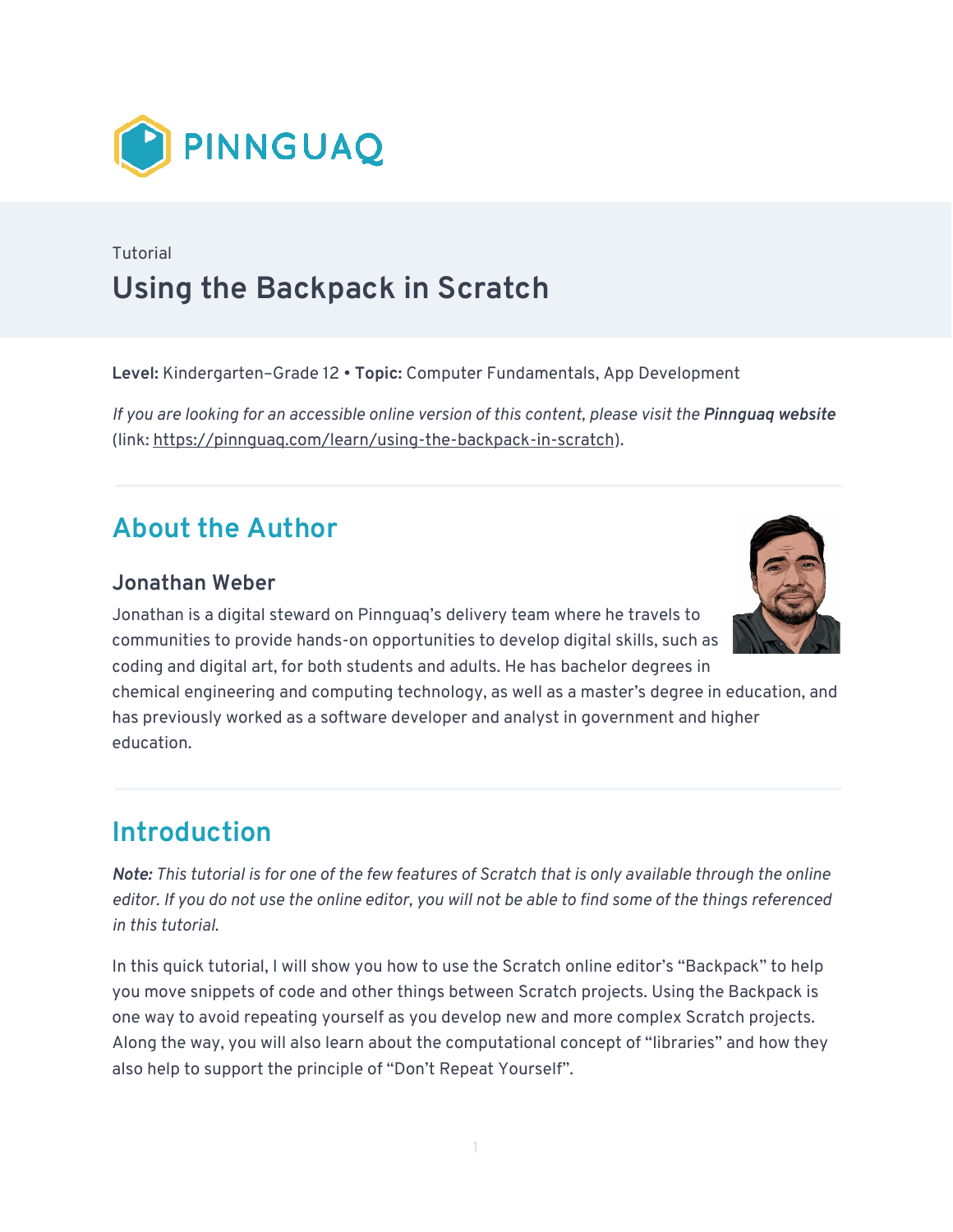PINNGUAQ

Tutorial

# Using the Backpack in Scratch

**Level:** Kindergarten–Grade 12 • **Topic:** Computer Fundamentals, App Development

*If you are looking for an accessible online version of this content, please visit the* ***Pinnguaq website*** (link: https://pinnguaq.com/learn/using-the-backpack-in-scratch).

## About the Author

### Jonathan Weber

Jonathan is a digital steward on Pinnguaq's delivery team where he travels to communities to provide hands-on opportunities to develop digital skills, such as coding and digital art, for both students and adults. He has bachelor degrees in chemical engineering and computing technology, as well as a master's degree in education, and has previously worked as a software developer and analyst in government and higher education.

## Introduction

***Note:*** *This tutorial is for one of the few features of Scratch that is only available through the online editor. If you do not use the online editor, you will not be able to find some of the things referenced in this tutorial.*

In this quick tutorial, I will show you how to use the Scratch online editor's "Backpack" to help you move snippets of code and other things between Scratch projects. Using the Backpack is one way to avoid repeating yourself as you develop new and more complex Scratch projects. Along the way, you will also learn about the computational concept of "libraries" and how they also help to support the principle of "Don't Repeat Yourself".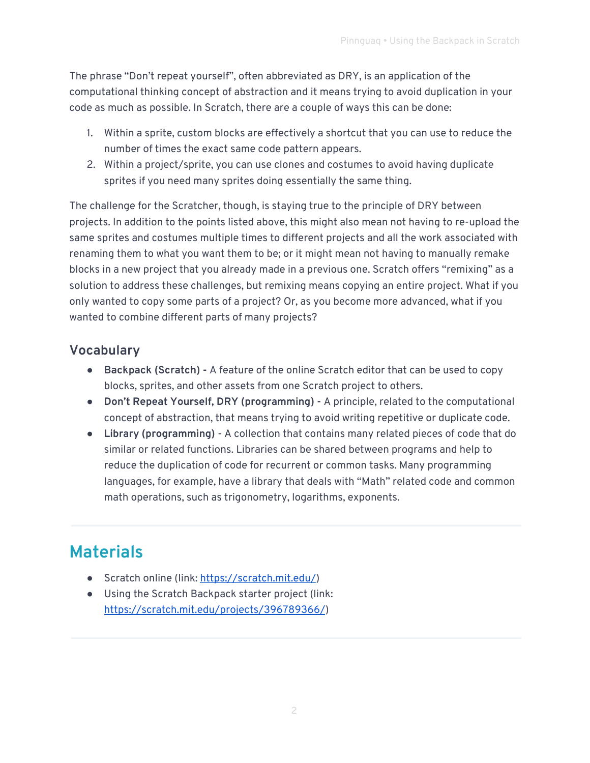The phrase "Don't repeat yourself", often abbreviated as DRY, is an application of the computational thinking concept of abstraction and it means trying to avoid duplication in your code as much as possible. In Scratch, there are a couple of ways this can be done:

1. Within a sprite, custom blocks are effectively a shortcut that you can use to reduce the number of times the exact same code pattern appears.
2. Within a project/sprite, you can use clones and costumes to avoid having duplicate sprites if you need many sprites doing essentially the same thing.

The challenge for the Scratcher, though, is staying true to the principle of DRY between projects. In addition to the points listed above, this might also mean not having to re-upload the same sprites and costumes multiple times to different projects and all the work associated with renaming them to what you want them to be; or it might mean not having to manually remake blocks in a new project that you already made in a previous one. Scratch offers "remixing" as a solution to address these challenges, but remixing means copying an entire project. What if you only wanted to copy some parts of a project? Or, as you become more advanced, what if you wanted to combine different parts of many projects?

### Vocabulary

- **Backpack (Scratch) -** A feature of the online Scratch editor that can be used to copy blocks, sprites, and other assets from one Scratch project to others.
- **Don't Repeat Yourself, DRY (programming) -** A principle, related to the computational concept of abstraction, that means trying to avoid writing repetitive or duplicate code.
- **Library (programming)** - A collection that contains many related pieces of code that do similar or related functions. Libraries can be shared between programs and help to reduce the duplication of code for recurrent or common tasks. Many programming languages, for example, have a library that deals with "Math" related code and common math operations, such as trigonometry, logarithms, exponents.

## Materials

- Scratch online (link: https://scratch.mit.edu/)
- Using the Scratch Backpack starter project (link: https://scratch.mit.edu/projects/396789366/)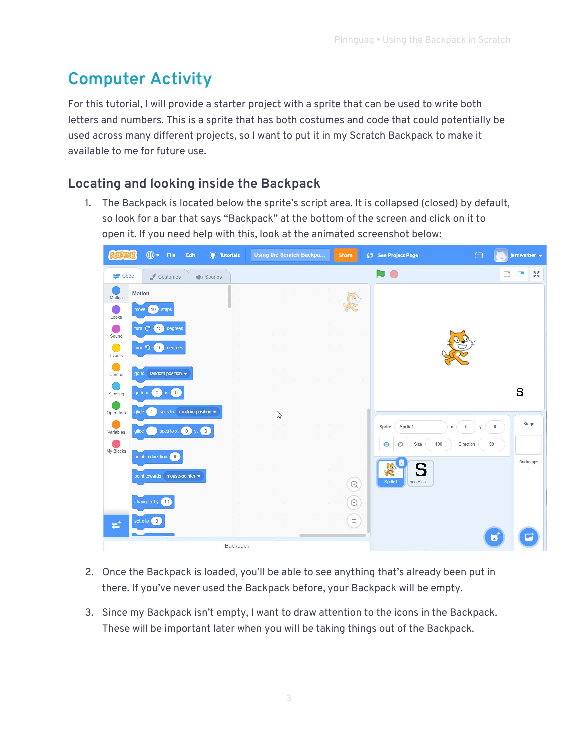# Computer Activity

For this tutorial, I will provide a starter project with a sprite that can be used to write both letters and numbers. This is a sprite that has both costumes and code that could potentially be used across many different projects, so I want to put it in my Scratch Backpack to make it available to me for future use.

## Locating and looking inside the Backpack

1. The Backpack is located below the sprite's script area. It is collapsed (closed) by default, so look for a bar that says "Backpack" at the bottom of the screen and click on it to open it. If you need help with this, look at the animated screenshot below:

2. Once the Backpack is loaded, you'll be able to see anything that's already been put in there. If you've never used the Backpack before, your Backpack will be empty.

3. Since my Backpack isn't empty, I want to draw attention to the icons in the Backpack. These will be important later when you will be taking things out of the Backpack.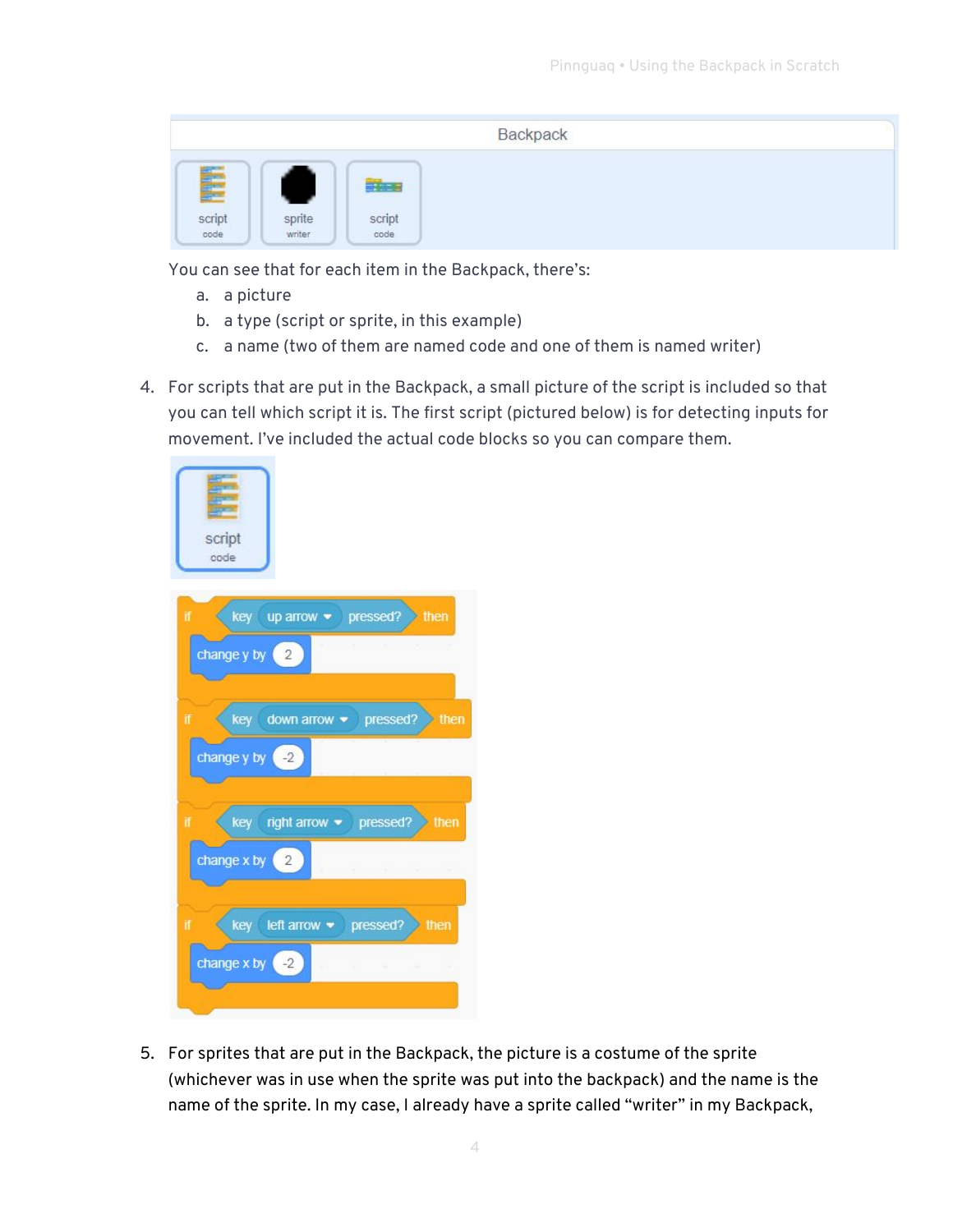You can see that for each item in the Backpack, there's:

a. a picture
b. a type (script or sprite, in this example)
c. a name (two of them are named code and one of them is named writer)

4. For scripts that are put in the Backpack, a small picture of the script is included so that you can tell which script it is. The first script (pictured below) is for detecting inputs for movement. I've included the actual code blocks so you can compare them.

5. For sprites that are put in the Backpack, the picture is a costume of the sprite (whichever was in use when the sprite was put into the backpack) and the name is the name of the sprite. In my case, I already have a sprite called "writer" in my Backpack,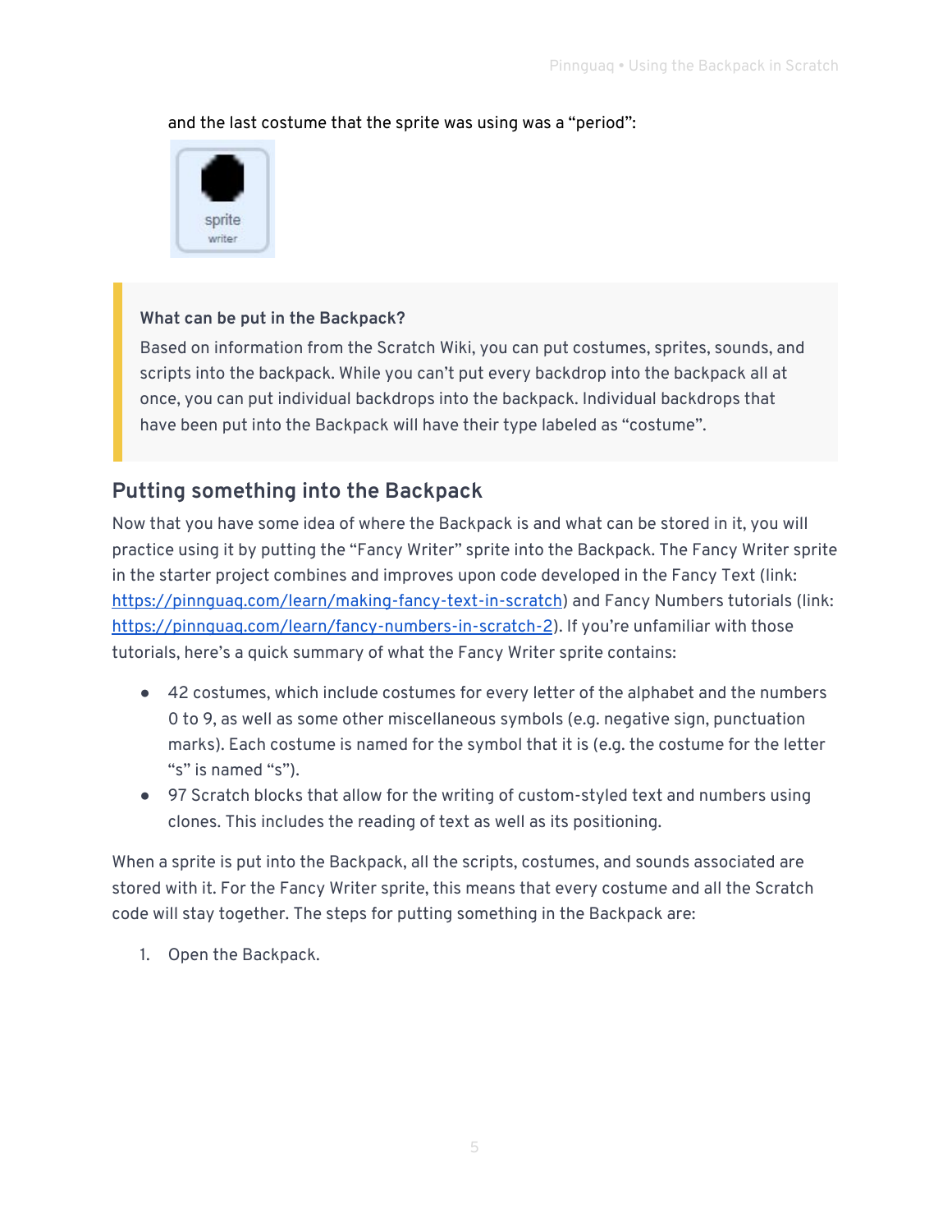and the last costume that the sprite was using was a "period":

> **What can be put in the Backpack?**
>
> Based on information from the Scratch Wiki, you can put costumes, sprites, sounds, and scripts into the backpack. While you can't put every backdrop into the backpack all at once, you can put individual backdrops into the backpack. Individual backdrops that have been put into the Backpack will have their type labeled as "costume".

## Putting something into the Backpack

Now that you have some idea of where the Backpack is and what can be stored in it, you will practice using it by putting the "Fancy Writer" sprite into the Backpack. The Fancy Writer sprite in the starter project combines and improves upon code developed in the Fancy Text (link: https://pinnguaq.com/learn/making-fancy-text-in-scratch) and Fancy Numbers tutorials (link: https://pinnguaq.com/learn/fancy-numbers-in-scratch-2). If you're unfamiliar with those tutorials, here's a quick summary of what the Fancy Writer sprite contains:

- 42 costumes, which include costumes for every letter of the alphabet and the numbers 0 to 9, as well as some other miscellaneous symbols (e.g. negative sign, punctuation marks). Each costume is named for the symbol that it is (e.g. the costume for the letter "s" is named "s").
- 97 Scratch blocks that allow for the writing of custom-styled text and numbers using clones. This includes the reading of text as well as its positioning.

When a sprite is put into the Backpack, all the scripts, costumes, and sounds associated are stored with it. For the Fancy Writer sprite, this means that every costume and all the Scratch code will stay together. The steps for putting something in the Backpack are:

1. Open the Backpack.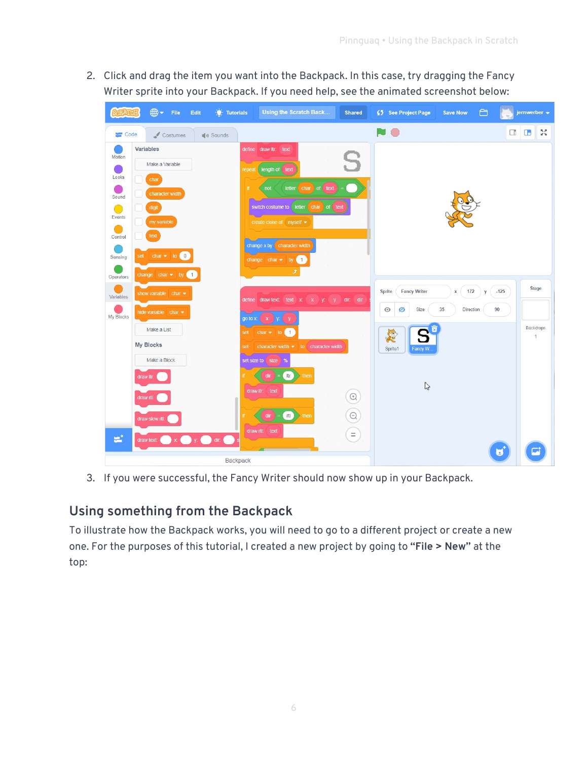2. Click and drag the item you want into the Backpack. In this case, try dragging the Fancy Writer sprite into your Backpack. If you need help, see the animated screenshot below:

3. If you were successful, the Fancy Writer should now show up in your Backpack.

## Using something from the Backpack

To illustrate how the Backpack works, you will need to go to a different project or create a new one. For the purposes of this tutorial, I created a new project by going to **"File > New"** at the top: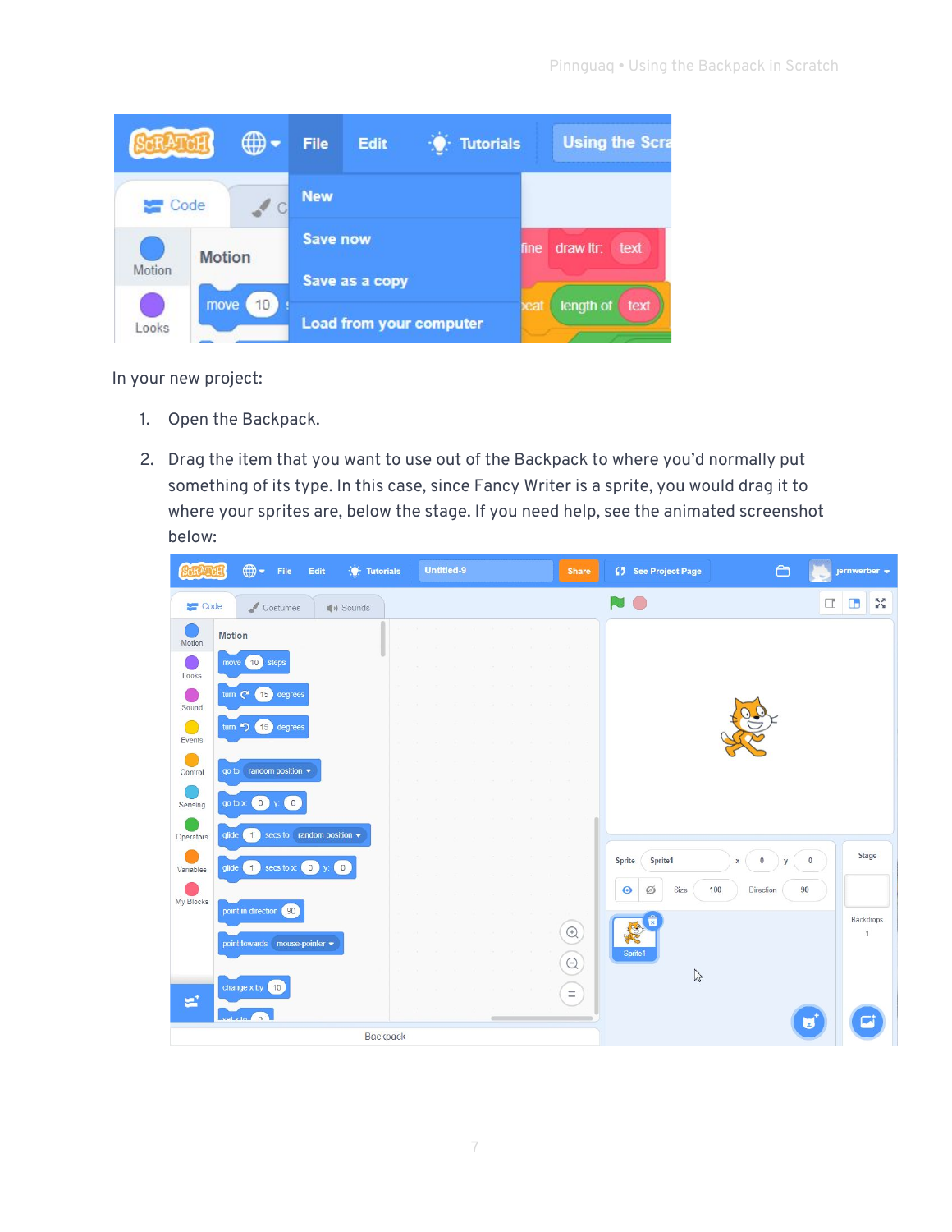In your new project:

1. Open the Backpack.
2. Drag the item that you want to use out of the Backpack to where you'd normally put something of its type. In this case, since Fancy Writer is a sprite, you would drag it to where your sprites are, below the stage. If you need help, see the animated screenshot below: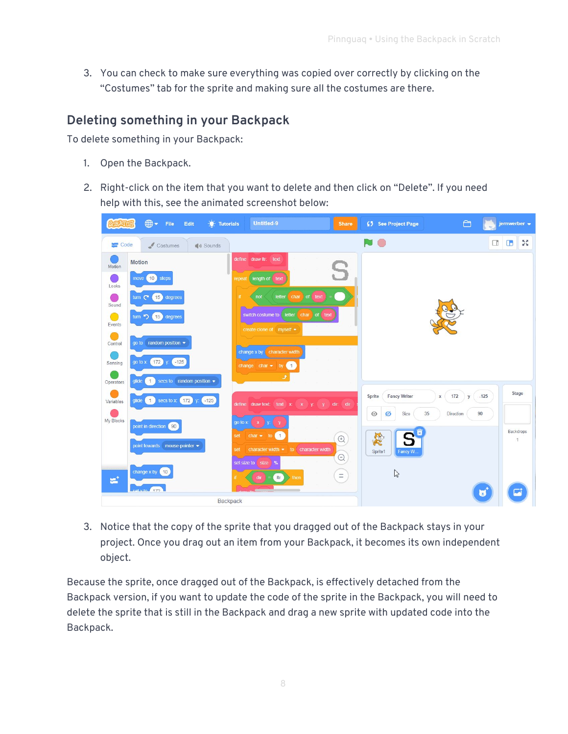3. You can check to make sure everything was copied over correctly by clicking on the "Costumes" tab for the sprite and making sure all the costumes are there.

## Deleting something in your Backpack

To delete something in your Backpack:

1. Open the Backpack.
2. Right-click on the item that you want to delete and then click on "Delete". If you need help with this, see the animated screenshot below:

3. Notice that the copy of the sprite that you dragged out of the Backpack stays in your project. Once you drag out an item from your Backpack, it becomes its own independent object.

Because the sprite, once dragged out of the Backpack, is effectively detached from the Backpack version, if you want to update the code of the sprite in the Backpack, you will need to delete the sprite that is still in the Backpack and drag a new sprite with updated code into the Backpack.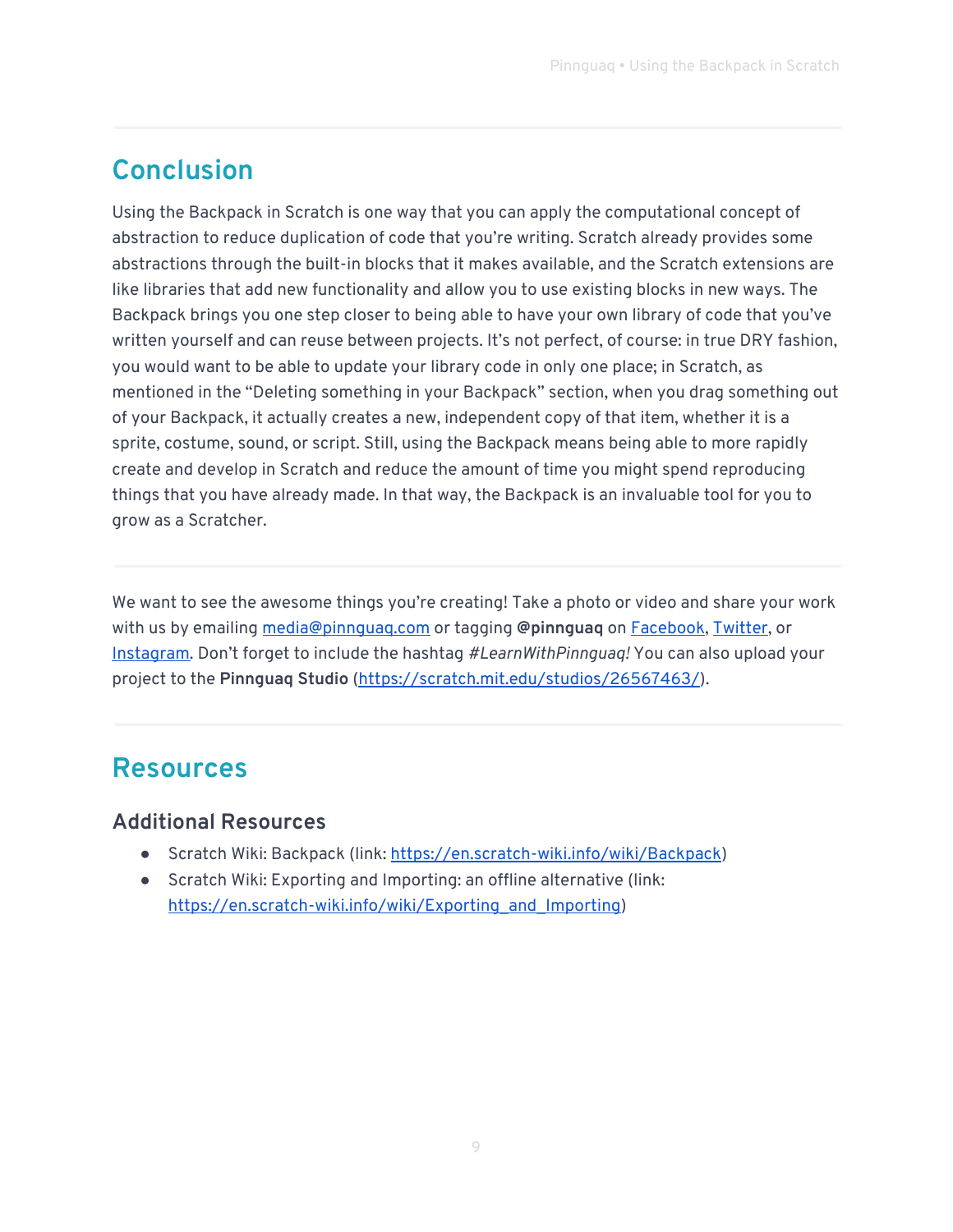## Conclusion

Using the Backpack in Scratch is one way that you can apply the computational concept of abstraction to reduce duplication of code that you're writing. Scratch already provides some abstractions through the built-in blocks that it makes available, and the Scratch extensions are like libraries that add new functionality and allow you to use existing blocks in new ways. The Backpack brings you one step closer to being able to have your own library of code that you've written yourself and can reuse between projects. It's not perfect, of course: in true DRY fashion, you would want to be able to update your library code in only one place; in Scratch, as mentioned in the "Deleting something in your Backpack" section, when you drag something out of your Backpack, it actually creates a new, independent copy of that item, whether it is a sprite, costume, sound, or script. Still, using the Backpack means being able to more rapidly create and develop in Scratch and reduce the amount of time you might spend reproducing things that you have already made. In that way, the Backpack is an invaluable tool for you to grow as a Scratcher.

---

We want to see the awesome things you're creating! Take a photo or video and share your work with us by emailing media@pinnguaq.com or tagging **@pinnguaq** on Facebook, Twitter, or Instagram. Don't forget to include the hashtag *#LearnWithPinnguaq!* You can also upload your project to the **Pinnguaq Studio** (https://scratch.mit.edu/studios/26567463/).

---

## Resources

### Additional Resources

- Scratch Wiki: Backpack (link: https://en.scratch-wiki.info/wiki/Backpack)
- Scratch Wiki: Exporting and Importing: an offline alternative (link: https://en.scratch-wiki.info/wiki/Exporting_and_Importing)